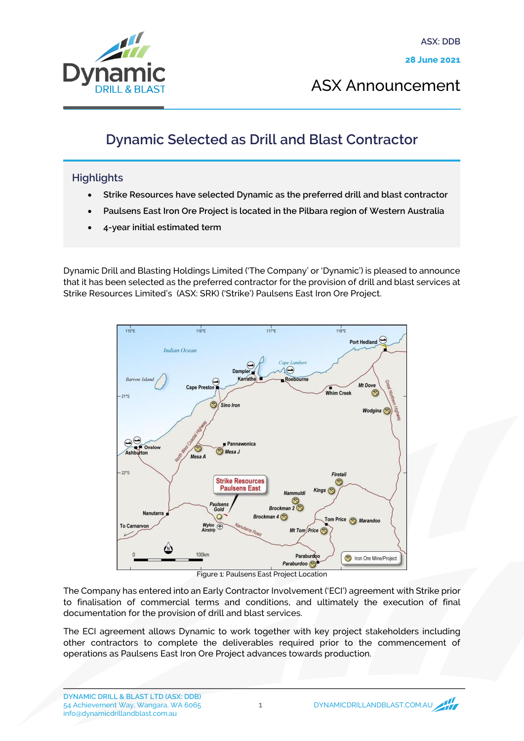ASX: DDB

**28 June 2021**

ASX Announcement

# Dynamic Selected as Drill and Blast Contractor

## Highlights

- Strike Resources have selected Dynamic as the preferred drill and blast contractor
- Paulsens East Iron Ore Project is located in the Pilbara region of Western Australia
- 4-year initial estimated term

Dynamic Drill and Blasting Holdings Limited ('The Company' or 'Dynamic') is pleased to announce that it has been selected as the preferred contractor for the provision of drill and blast services at Strike Resources Limited's (ASX: SRK) ('Strike') Paulsens East Iron Ore Project.

Figure 1: Paulsens East Project Location

The Company has entered into an Early Contractor Involvement ('ECI') agreement with Strike prior to finalisation of commercial terms and conditions, and ultimately the execution of final documentation for the provision of drill and blast services.

The ECI agreement allows Dynamic to work together with key project stakeholders including other contractors to complete the deliverables required prior to the commencement of operations as Paulsens East Iron Ore Project advances towards production.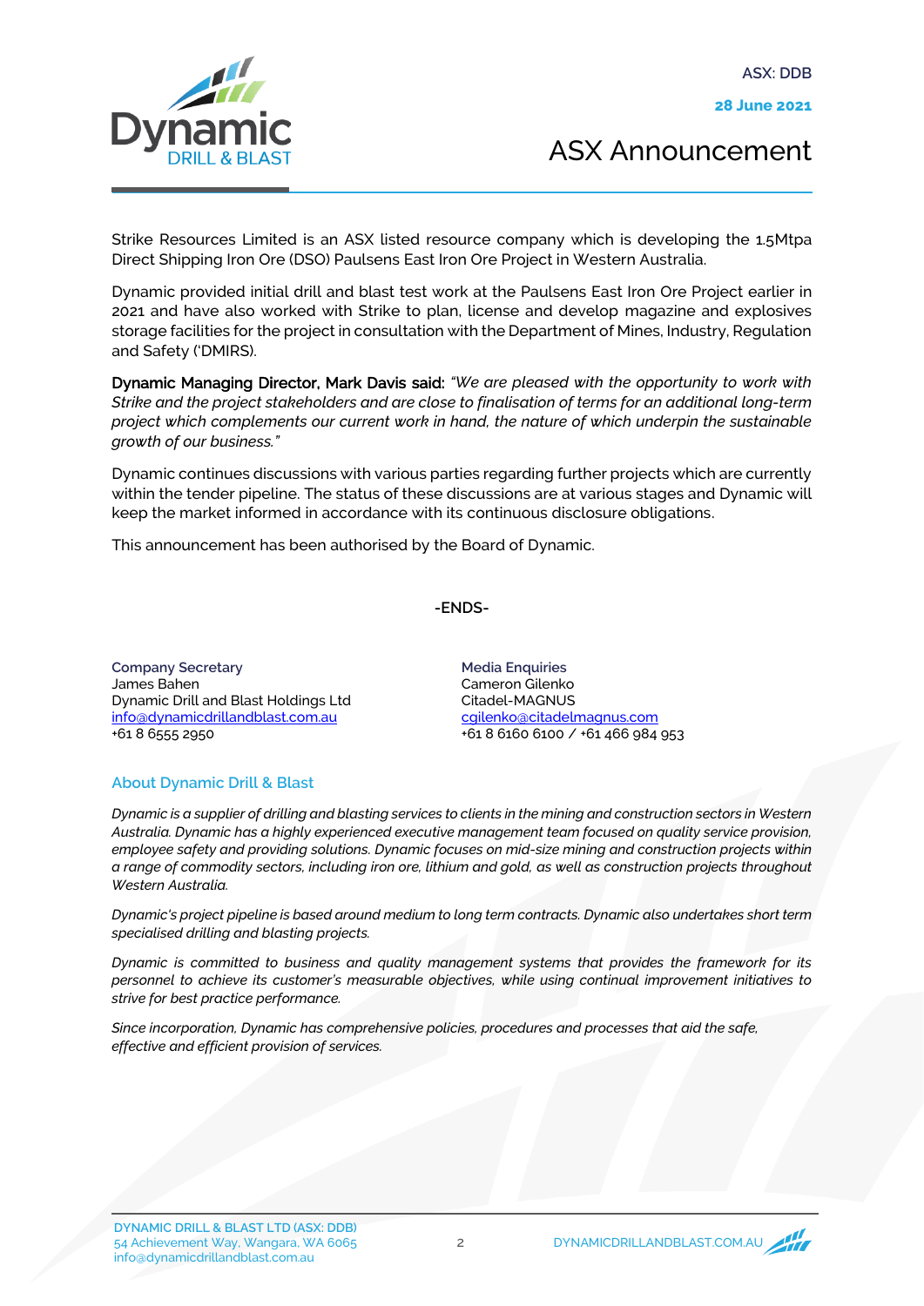Strike Resources Limited is an ASX listed resource company which is developing the 1.5Mtpa Direct Shipping Iron Ore (DSO) Paulsens East Iron Ore Project in Western Australia.

Dynamic provided initial drill and blast test work at the Paulsens East Iron Ore Project earlier in 2021 and have also worked with Strike to plan, license and develop magazine and explosives storage facilities for the project in consultation with the Department of Mines, Industry, Regulation and Safety ('DMIRS).

**Dynamic Managing Director, Mark Davis said:** *"We are pleased with the opportunity to work with Strike and the project stakeholders and are close to finalisation of terms for an additional long-term project which complements our current work in hand, the nature of which underpin the sustainable growth of our business."*

Dynamic continues discussions with various parties regarding further projects which are currently within the tender pipeline. The status of these discussions are at various stages and Dynamic will keep the market informed in accordance with its continuous disclosure obligations.

This announcement has been authorised by the Board of Dynamic.

-ENDS-

**Company Secretary**
James Bahen
Dynamic Drill and Blast Holdings Ltd
info@dynamicdrillandblast.com.au
+61 8 6555 2950

**Media Enquiries**
Cameron Gilenko
Citadel-MAGNUS
cgilenko@citadelmagnus.com
+61 8 6160 6100 / +61 466 984 953

## About Dynamic Drill & Blast

*Dynamic is a supplier of drilling and blasting services to clients in the mining and construction sectors in Western Australia. Dynamic has a highly experienced executive management team focused on quality service provision, employee safety and providing solutions. Dynamic focuses on mid-size mining and construction projects within a range of commodity sectors, including iron ore, lithium and gold, as well as construction projects throughout Western Australia.*

*Dynamic's project pipeline is based around medium to long term contracts. Dynamic also undertakes short term specialised drilling and blasting projects.*

*Dynamic is committed to business and quality management systems that provides the framework for its personnel to achieve its customer's measurable objectives, while using continual improvement initiatives to strive for best practice performance.*

*Since incorporation, Dynamic has comprehensive policies, procedures and processes that aid the safe, effective and efficient provision of services.*